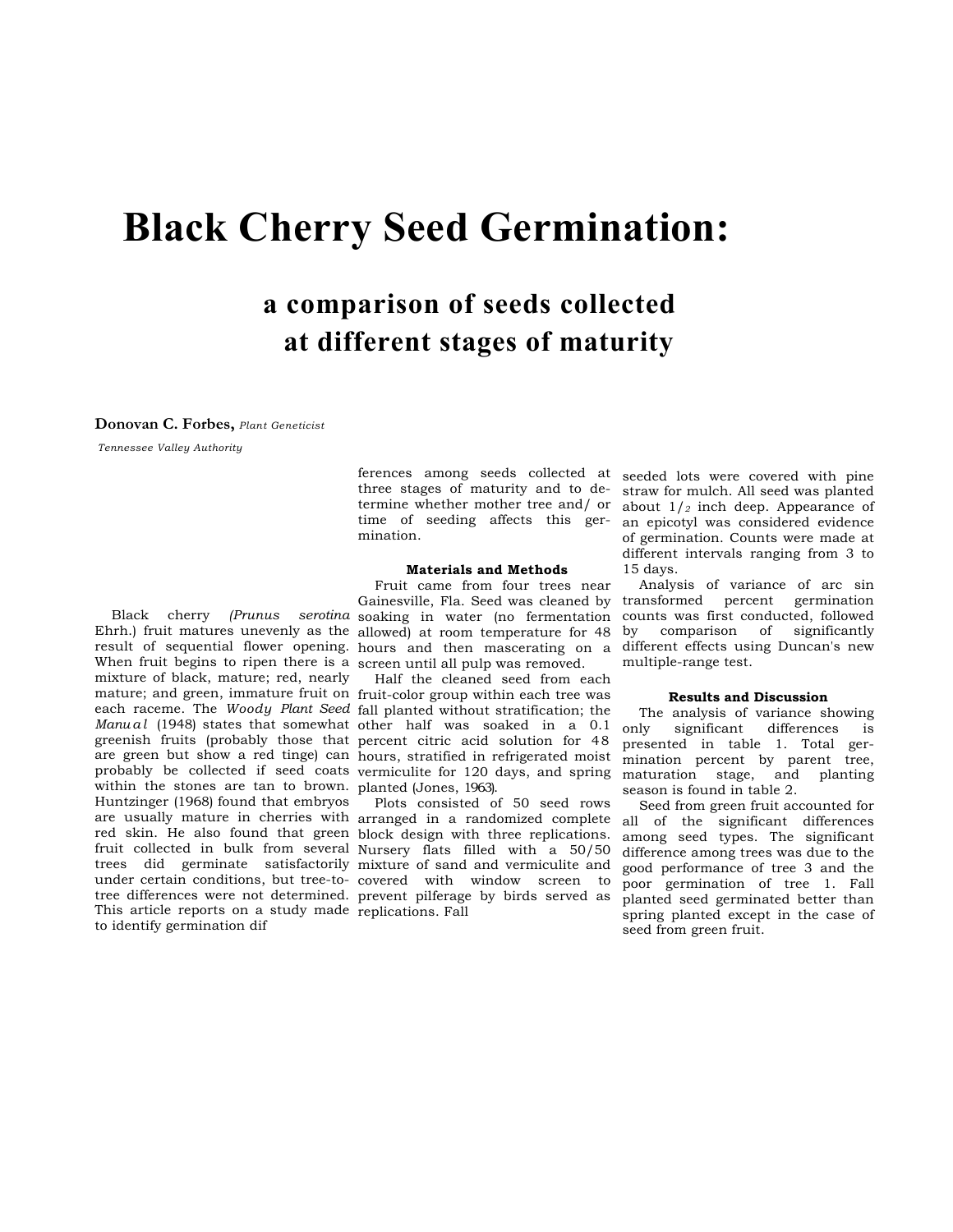# Black Cherry Seed Germination:

## a comparison of seeds collected at different stages of maturity

**Donovan C. Forbes,** *Plant Geneticist*

*Tennessee Valley Authority*

Black cherry *(Prunus serotina* Ehrh.) fruit matures unevenly as the result of sequential flower opening. When fruit begins to ripen there is a mixture of black, mature; red, nearly mature; and green, immature fruit on each raceme. The *Woody Plant Seed Manual* (1948) states that somewhat greenish fruits (probably those that are green but show a red tinge) can probably be collected if seed coats within the stones are tan to brown. Huntzinger (1968) found that embryos are usually mature in cherries with red skin. He also found that green fruit collected in bulk from several trees did germinate satisfactorily under certain conditions, but tree-to-tree differences were not determined. This article reports on a study made to identify germination differences among seeds collected at three stages of maturity and to determine whether mother tree and/ or time of seeding affects this germination.

### Materials and Methods

Fruit came from four trees near Gainesville, Fla. Seed was cleaned by soaking in water (no fermentation allowed) at room temperature for 48 hours and then mascerating on a screen until all pulp was removed.

Half the cleaned seed from each fruit-color group within each tree was fall planted without stratification; the other half was soaked in a 0.1 percent citric acid solution for 48 hours, stratified in refrigerated moist vermiculite for 120 days, and spring planted (Jones, 1963).

Plots consisted of 50 seed rows arranged in a randomized complete block design with three replications. Nursery flats filled with a 50/50 mixture of sand and vermiculite and covered with window screen to prevent pilferage by birds served as replications. Fall seeded lots were covered with pine straw for mulch. All seed was planted about 1/2 inch deep. Appearance of an epicotyl was considered evidence of germination. Counts were made at different intervals ranging from 3 to 15 days.

Analysis of variance of arc sin transformed percent germination counts was first conducted, followed by comparison of significantly different effects using Duncan's new multiple-range test.

### Results and Discussion

The analysis of variance showing only significant differences is presented in table 1. Total germination percent by parent tree, maturation stage, and planting season is found in table 2.

Seed from green fruit accounted for all of the significant differences among seed types. The significant difference among trees was due to the good performance of tree 3 and the poor germination of tree 1. Fall planted seed germinated better than spring planted except in the case of seed from green fruit.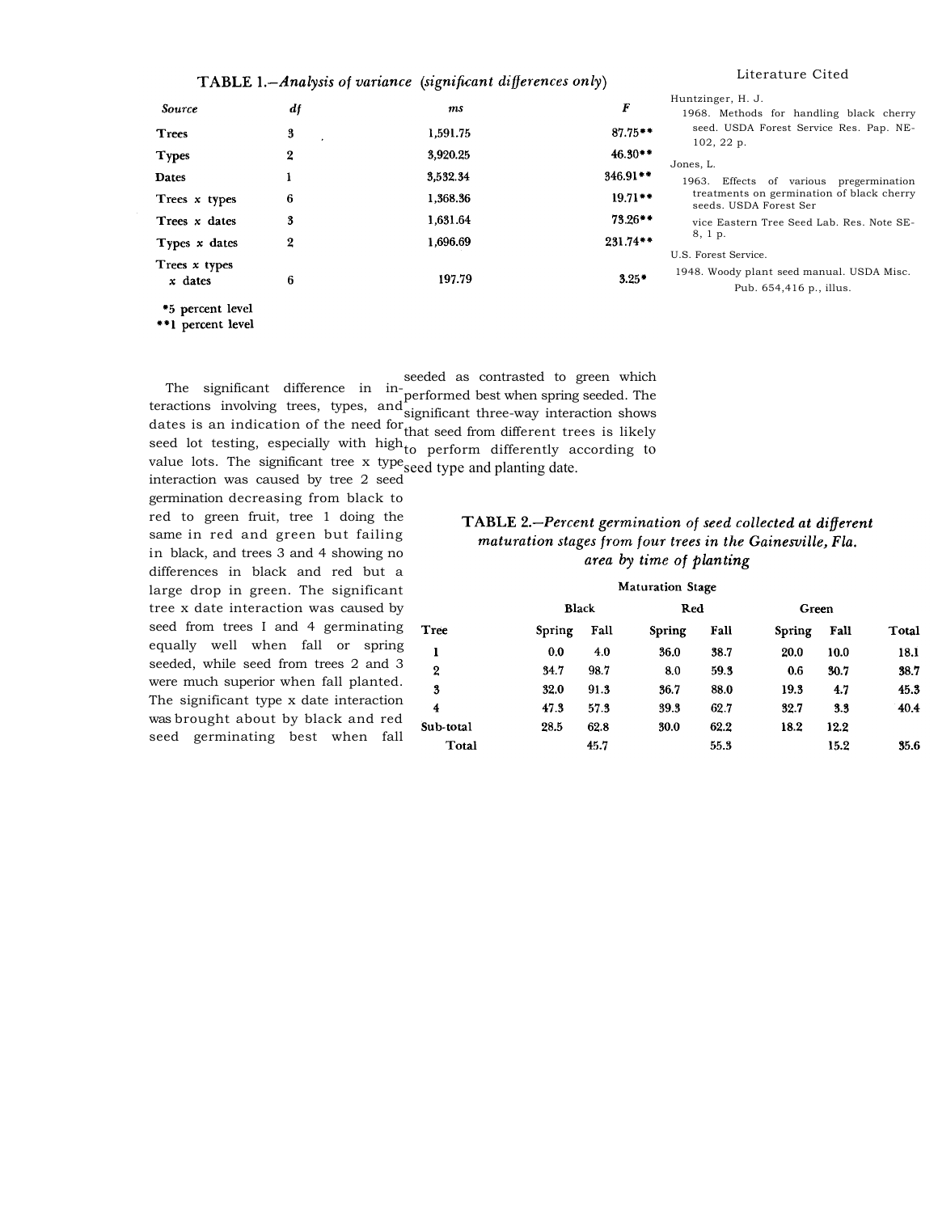TABLE 1.—*Analysis of variance (significant differences only)*

| *Source* | *df* | *ms* | *F* |
|---|---|---|---|
| Trees | 3 | 1,591.75 | 87.75** |
| Types | 2 | 3,920.25 | 46.30** |
| Dates | 1 | 3,532.34 | 346.91** |
| Trees x types | 6 | 1,368.36 | 19.71** |
| Trees x dates | 3 | 1,631.64 | 73.26** |
| Types x dates | 2 | 1,696.69 | 231.74** |
| Trees x types x dates | 6 | 197.79 | 3.25* |

*5 percent level
**1 percent level

The significant difference in interactions involving trees, types, and dates is an indication of the need for seed lot testing, especially with high value lots. The significant tree x type interaction was caused by tree 2 seed germination decreasing from black to red to green fruit, tree 1 doing the same in red and green but failing in black, and trees 3 and 4 showing no differences in black and red but a large drop in green. The significant tree x date interaction was caused by seed from trees I and 4 germinating equally well when fall or spring seeded, while seed from trees 2 and 3 were much superior when fall planted. The significant type x date interaction was brought about by black and red seed germinating best when fall seeded as contrasted to green which performed best when spring seeded. The significant three-way interaction shows that seed from different trees is likely to perform differently according to seed type and planting date.

TABLE 2.—*Percent germination of seed collected at different maturation stages from four trees in the Gainesville, Fla. area by time of planting*

| | Maturation Stage | | | | | | |
|---|---|---|---|---|---|---|---|
| | Black | | Red | | Green | | |
| Tree | Spring | Fall | Spring | Fall | Spring | Fall | Total |
| 1 | 0.0 | 4.0 | 36.0 | 38.7 | 20.0 | 10.0 | 18.1 |
| 2 | 34.7 | 98.7 | 8.0 | 59.3 | 0.6 | 30.7 | 38.7 |
| 3 | 32.0 | 91.3 | 36.7 | 88.0 | 19.3 | 4.7 | 45.3 |
| 4 | 47.3 | 57.3 | 39.3 | 62.7 | 32.7 | 3.3 | 40.4 |
| Sub-total | 28.5 | 62.8 | 30.0 | 62.2 | 18.2 | 12.2 | |
| Total | | 45.7 | | 55.3 | | 15.2 | 35.6 |

## Literature Cited

Huntzinger, H. J.
1968. Methods for handling black cherry seed. USDA Forest Service Res. Pap. NE-102, 22 p.

Jones, L.
1963. Effects of various pregermination treatments on germination of black cherry seeds. USDA Forest Service Eastern Tree Seed Lab. Res. Note SE-8, 1 p.

U.S. Forest Service.
1948. Woody plant seed manual. USDA Misc. Pub. 654,416 p., illus.